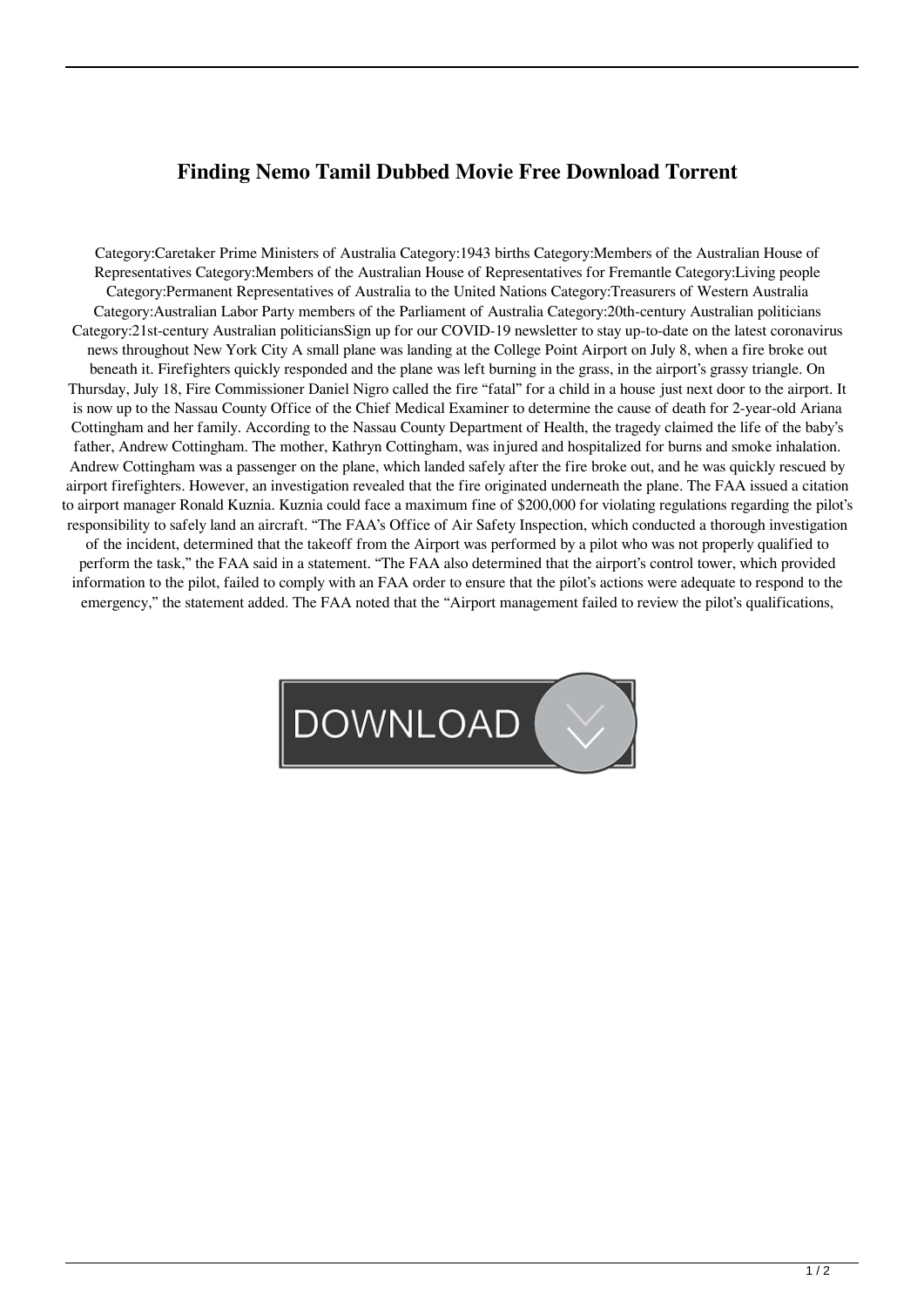# Finding Nemo Tamil Dubbed Movie Free Download Torrent

Category:Caretaker Prime Ministers of Australia Category:1943 births Category:Members of the Australian House of Representatives Category:Members of the Australian House of Representatives for Fremantle Category:Living people Category:Permanent Representatives of Australia to the United Nations Category:Treasurers of Western Australia Category:Australian Labor Party members of the Parliament of Australia Category:20th-century Australian politicians Category:21st-century Australian politiciansSign up for our COVID-19 newsletter to stay up-to-date on the latest coronavirus news throughout New York City A small plane was landing at the College Point Airport on July 8, when a fire broke out beneath it. Firefighters quickly responded and the plane was left burning in the grass, in the airport's grassy triangle. On Thursday, July 18, Fire Commissioner Daniel Nigro called the fire "fatal" for a child in a house just next door to the airport. It is now up to the Nassau County Office of the Chief Medical Examiner to determine the cause of death for 2-year-old Ariana Cottingham and her family. According to the Nassau County Department of Health, the tragedy claimed the life of the baby's father, Andrew Cottingham. The mother, Kathryn Cottingham, was injured and hospitalized for burns and smoke inhalation. Andrew Cottingham was a passenger on the plane, which landed safely after the fire broke out, and he was quickly rescued by airport firefighters. However, an investigation revealed that the fire originated underneath the plane. The FAA issued a citation to airport manager Ronald Kuznia. Kuznia could face a maximum fine of $200,000 for violating regulations regarding the pilot's responsibility to safely land an aircraft. "The FAA's Office of Air Safety Inspection, which conducted a thorough investigation of the incident, determined that the takeoff from the Airport was performed by a pilot who was not properly qualified to perform the task," the FAA said in a statement. "The FAA also determined that the airport's control tower, which provided information to the pilot, failed to comply with an FAA order to ensure that the pilot's actions were adequate to respond to the emergency," the statement added. The FAA noted that the "Airport management failed to review the pilot's qualifications,

DOWNLOAD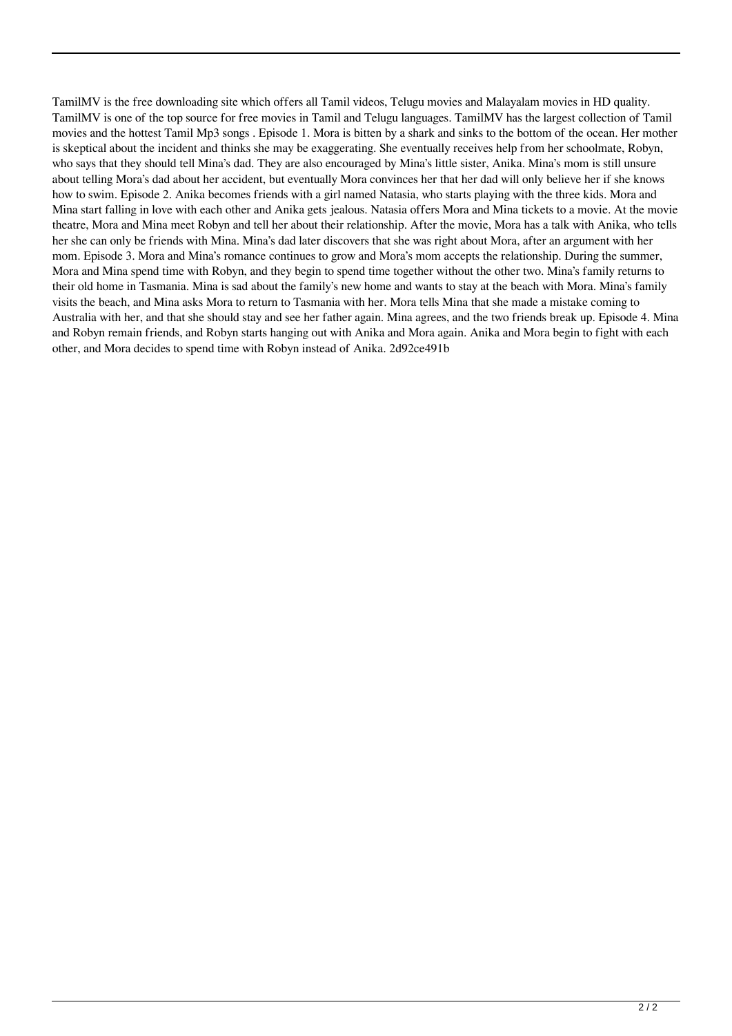TamilMV is the free downloading site which offers all Tamil videos, Telugu movies and Malayalam movies in HD quality. TamilMV is one of the top source for free movies in Tamil and Telugu languages. TamilMV has the largest collection of Tamil movies and the hottest Tamil Mp3 songs . Episode 1. Mora is bitten by a shark and sinks to the bottom of the ocean. Her mother is skeptical about the incident and thinks she may be exaggerating. She eventually receives help from her schoolmate, Robyn, who says that they should tell Mina's dad. They are also encouraged by Mina's little sister, Anika. Mina's mom is still unsure about telling Mora's dad about her accident, but eventually Mora convinces her that her dad will only believe her if she knows how to swim. Episode 2. Anika becomes friends with a girl named Natasia, who starts playing with the three kids. Mora and Mina start falling in love with each other and Anika gets jealous. Natasia offers Mora and Mina tickets to a movie. At the movie theatre, Mora and Mina meet Robyn and tell her about their relationship. After the movie, Mora has a talk with Anika, who tells her she can only be friends with Mina. Mina's dad later discovers that she was right about Mora, after an argument with her mom. Episode 3. Mora and Mina's romance continues to grow and Mora's mom accepts the relationship. During the summer, Mora and Mina spend time with Robyn, and they begin to spend time together without the other two. Mina's family returns to their old home in Tasmania. Mina is sad about the family's new home and wants to stay at the beach with Mora. Mina's family visits the beach, and Mina asks Mora to return to Tasmania with her. Mora tells Mina that she made a mistake coming to Australia with her, and that she should stay and see her father again. Mina agrees, and the two friends break up. Episode 4. Mina and Robyn remain friends, and Robyn starts hanging out with Anika and Mora again. Anika and Mora begin to fight with each other, and Mora decides to spend time with Robyn instead of Anika. 2d92ce491b